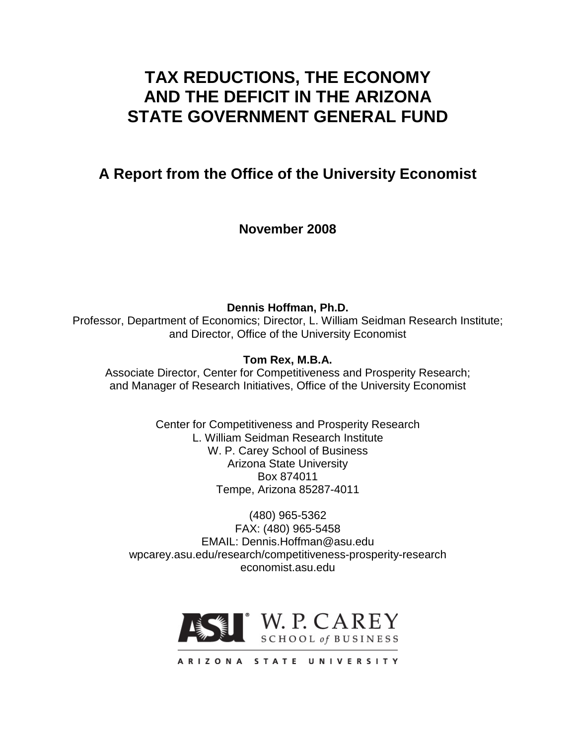# TAX REDUCTIONS, THE ECONOMY AND THE DEFICIT IN THE ARIZONA STATE GOVERNMENT GENERAL FUND

## A Report from the Office of the University Economist

**November 2008**

**Dennis Hoffman, Ph.D.**
Professor, Department of Economics; Director, L. William Seidman Research Institute; and Director, Office of the University Economist

**Tom Rex, M.B.A.**
Associate Director, Center for Competitiveness and Prosperity Research; and Manager of Research Initiatives, Office of the University Economist

Center for Competitiveness and Prosperity Research
L. William Seidman Research Institute
W. P. Carey School of Business
Arizona State University
Box 874011
Tempe, Arizona 85287-4011

(480) 965-5362
FAX: (480) 965-5458
EMAIL: Dennis.Hoffman@asu.edu
wpcarey.asu.edu/research/competitiveness-prosperity-research
economist.asu.edu

ASU W. P. CAREY SCHOOL of BUSINESS
ARIZONA STATE UNIVERSITY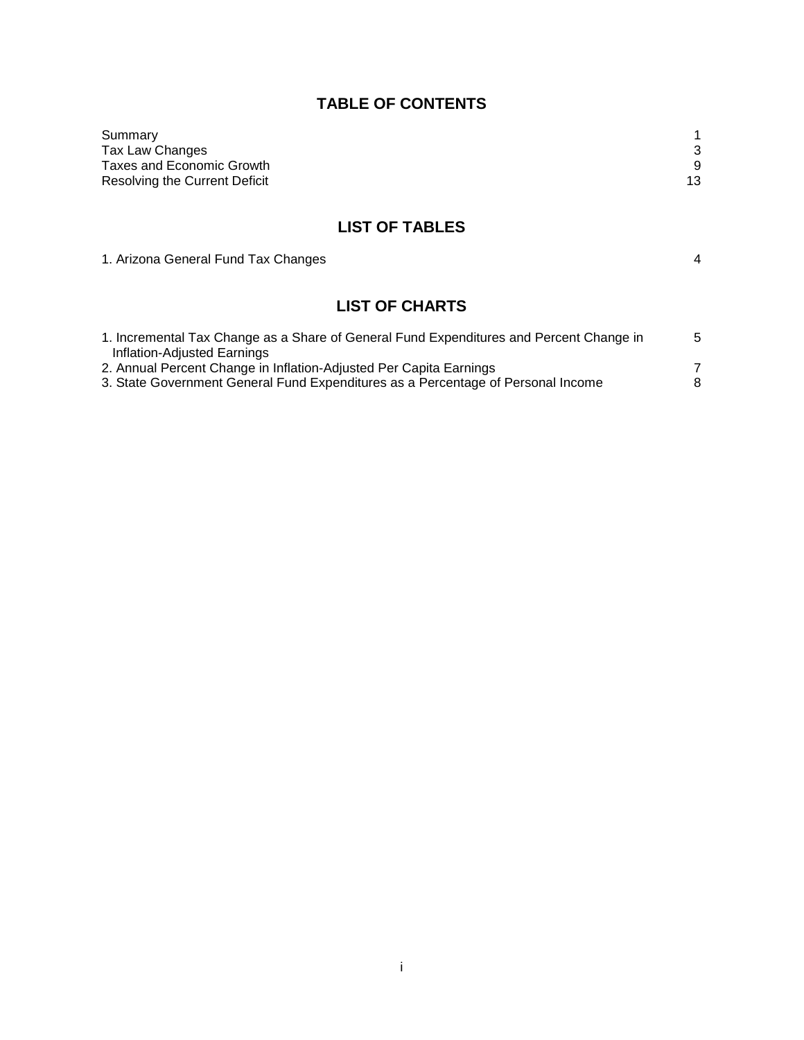## TABLE OF CONTENTS

| | |
|---|---|
| Summary | 1 |
| Tax Law Changes | 3 |
| Taxes and Economic Growth | 9 |
| Resolving the Current Deficit | 13 |

## LIST OF TABLES

| | |
|---|---|
| 1. Arizona General Fund Tax Changes | 4 |

## LIST OF CHARTS

| | |
|---|---|
| 1. Incremental Tax Change as a Share of General Fund Expenditures and Percent Change in Inflation-Adjusted Earnings | 5 |
| 2. Annual Percent Change in Inflation-Adjusted Per Capita Earnings | 7 |
| 3. State Government General Fund Expenditures as a Percentage of Personal Income | 8 |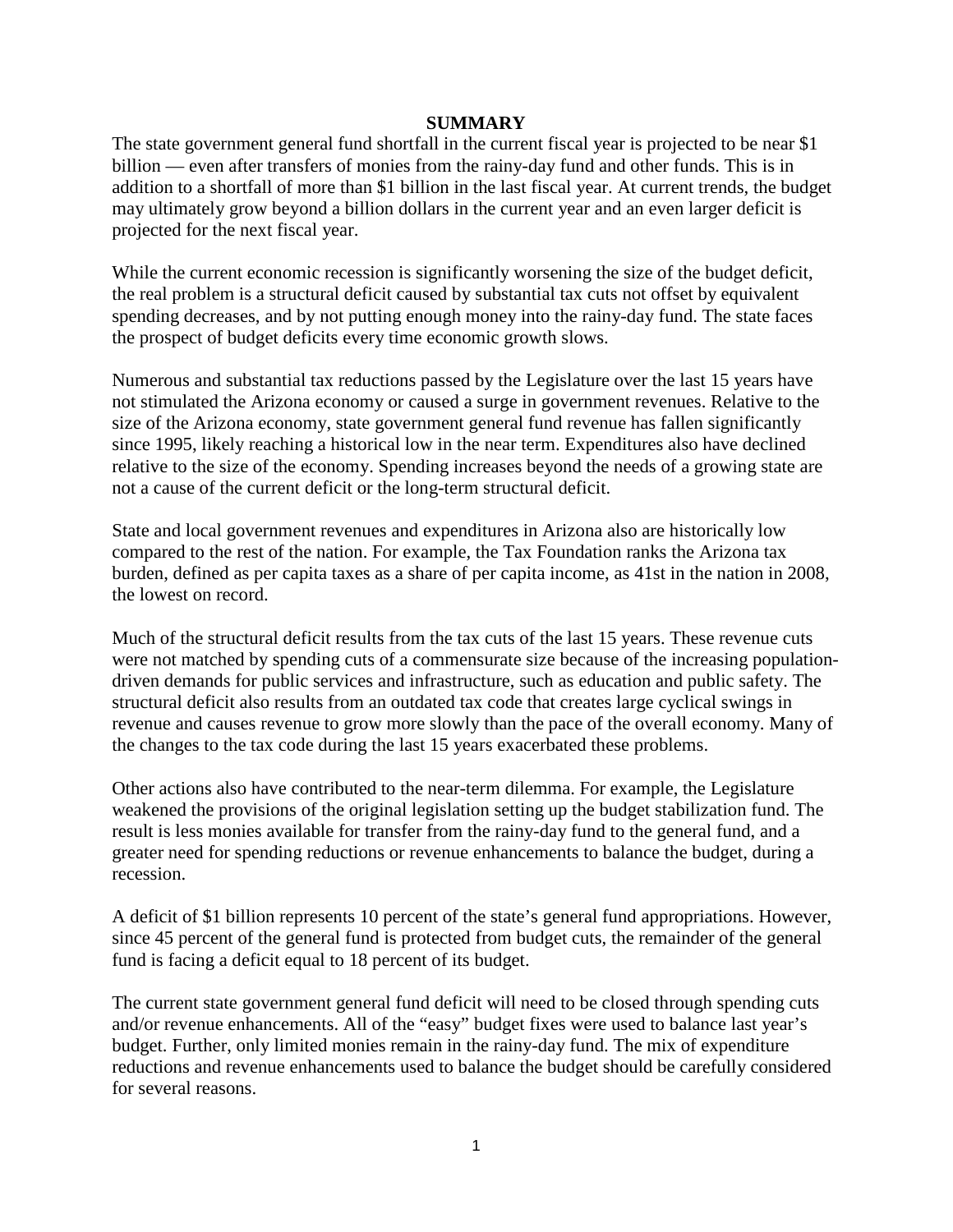## SUMMARY

The state government general fund shortfall in the current fiscal year is projected to be near $1 billion — even after transfers of monies from the rainy-day fund and other funds. This is in addition to a shortfall of more than $1 billion in the last fiscal year. At current trends, the budget may ultimately grow beyond a billion dollars in the current year and an even larger deficit is projected for the next fiscal year.

While the current economic recession is significantly worsening the size of the budget deficit, the real problem is a structural deficit caused by substantial tax cuts not offset by equivalent spending decreases, and by not putting enough money into the rainy-day fund. The state faces the prospect of budget deficits every time economic growth slows.

Numerous and substantial tax reductions passed by the Legislature over the last 15 years have not stimulated the Arizona economy or caused a surge in government revenues. Relative to the size of the Arizona economy, state government general fund revenue has fallen significantly since 1995, likely reaching a historical low in the near term. Expenditures also have declined relative to the size of the economy. Spending increases beyond the needs of a growing state are not a cause of the current deficit or the long-term structural deficit.

State and local government revenues and expenditures in Arizona also are historically low compared to the rest of the nation. For example, the Tax Foundation ranks the Arizona tax burden, defined as per capita taxes as a share of per capita income, as 41st in the nation in 2008, the lowest on record.

Much of the structural deficit results from the tax cuts of the last 15 years. These revenue cuts were not matched by spending cuts of a commensurate size because of the increasing population-driven demands for public services and infrastructure, such as education and public safety. The structural deficit also results from an outdated tax code that creates large cyclical swings in revenue and causes revenue to grow more slowly than the pace of the overall economy. Many of the changes to the tax code during the last 15 years exacerbated these problems.

Other actions also have contributed to the near-term dilemma. For example, the Legislature weakened the provisions of the original legislation setting up the budget stabilization fund. The result is less monies available for transfer from the rainy-day fund to the general fund, and a greater need for spending reductions or revenue enhancements to balance the budget, during a recession.

A deficit of $1 billion represents 10 percent of the state's general fund appropriations. However, since 45 percent of the general fund is protected from budget cuts, the remainder of the general fund is facing a deficit equal to 18 percent of its budget.

The current state government general fund deficit will need to be closed through spending cuts and/or revenue enhancements. All of the "easy" budget fixes were used to balance last year's budget. Further, only limited monies remain in the rainy-day fund. The mix of expenditure reductions and revenue enhancements used to balance the budget should be carefully considered for several reasons.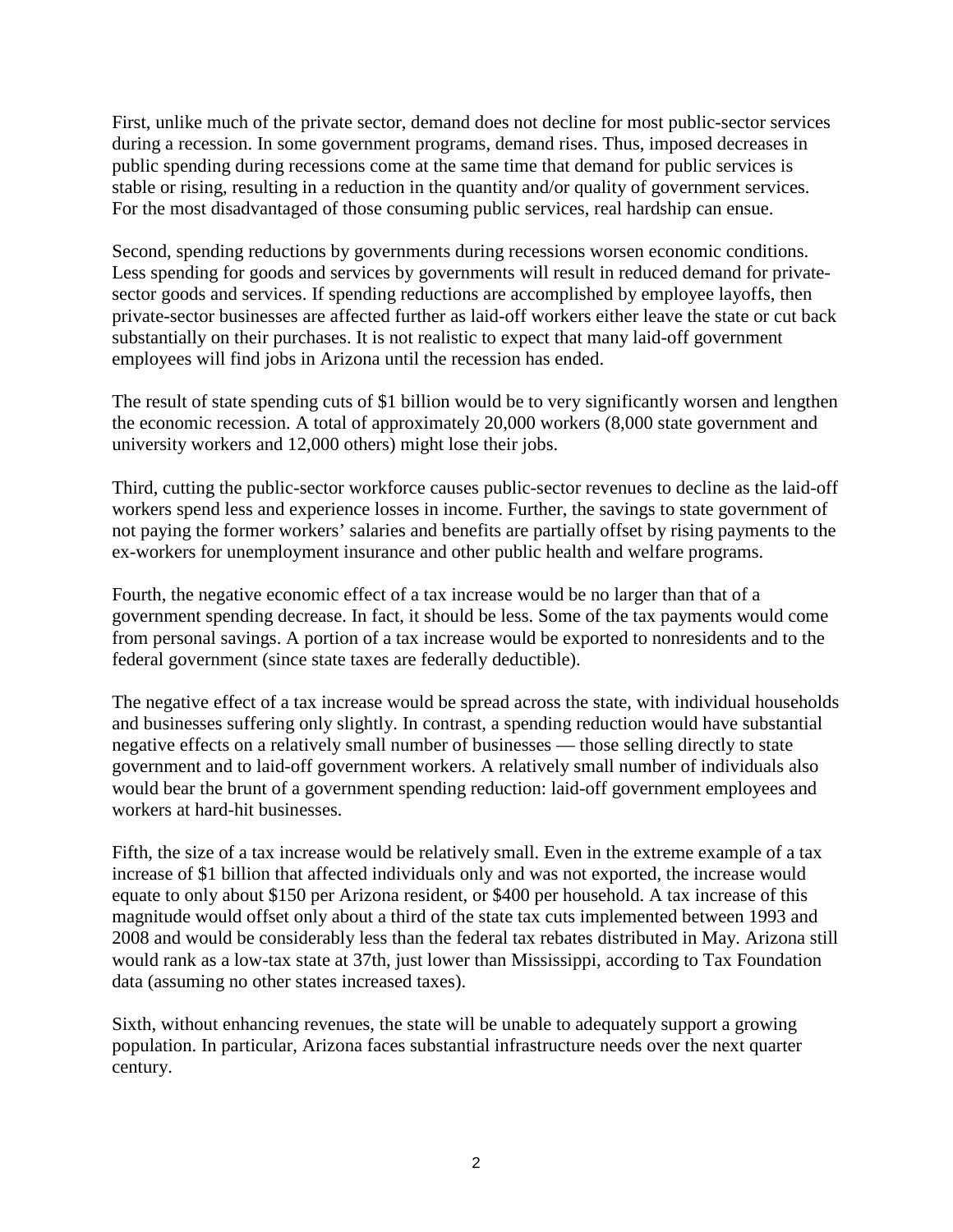First, unlike much of the private sector, demand does not decline for most public-sector services during a recession. In some government programs, demand rises. Thus, imposed decreases in public spending during recessions come at the same time that demand for public services is stable or rising, resulting in a reduction in the quantity and/or quality of government services. For the most disadvantaged of those consuming public services, real hardship can ensue.

Second, spending reductions by governments during recessions worsen economic conditions. Less spending for goods and services by governments will result in reduced demand for private-sector goods and services. If spending reductions are accomplished by employee layoffs, then private-sector businesses are affected further as laid-off workers either leave the state or cut back substantially on their purchases. It is not realistic to expect that many laid-off government employees will find jobs in Arizona until the recession has ended.

The result of state spending cuts of $1 billion would be to very significantly worsen and lengthen the economic recession. A total of approximately 20,000 workers (8,000 state government and university workers and 12,000 others) might lose their jobs.

Third, cutting the public-sector workforce causes public-sector revenues to decline as the laid-off workers spend less and experience losses in income. Further, the savings to state government of not paying the former workers' salaries and benefits are partially offset by rising payments to the ex-workers for unemployment insurance and other public health and welfare programs.

Fourth, the negative economic effect of a tax increase would be no larger than that of a government spending decrease. In fact, it should be less. Some of the tax payments would come from personal savings. A portion of a tax increase would be exported to nonresidents and to the federal government (since state taxes are federally deductible).

The negative effect of a tax increase would be spread across the state, with individual households and businesses suffering only slightly. In contrast, a spending reduction would have substantial negative effects on a relatively small number of businesses — those selling directly to state government and to laid-off government workers. A relatively small number of individuals also would bear the brunt of a government spending reduction: laid-off government employees and workers at hard-hit businesses.

Fifth, the size of a tax increase would be relatively small. Even in the extreme example of a tax increase of $1 billion that affected individuals only and was not exported, the increase would equate to only about $150 per Arizona resident, or $400 per household. A tax increase of this magnitude would offset only about a third of the state tax cuts implemented between 1993 and 2008 and would be considerably less than the federal tax rebates distributed in May. Arizona still would rank as a low-tax state at 37th, just lower than Mississippi, according to Tax Foundation data (assuming no other states increased taxes).

Sixth, without enhancing revenues, the state will be unable to adequately support a growing population. In particular, Arizona faces substantial infrastructure needs over the next quarter century.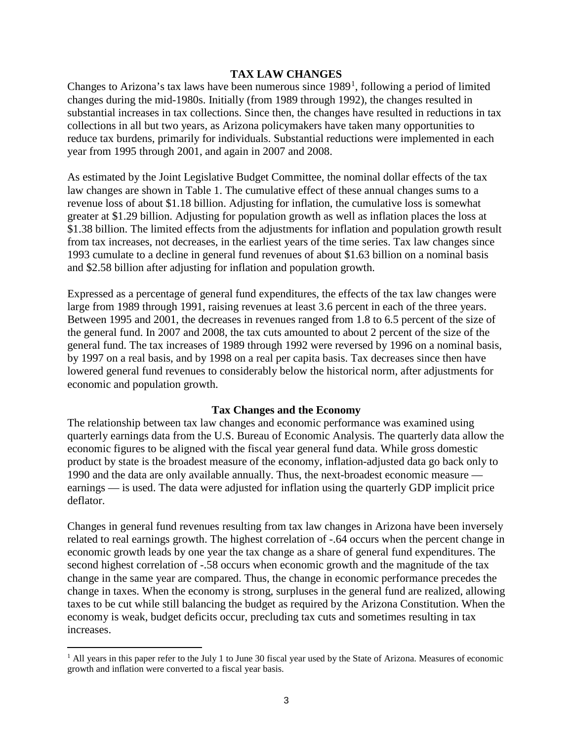## TAX LAW CHANGES

Changes to Arizona's tax laws have been numerous since 1989[1], following a period of limited changes during the mid-1980s. Initially (from 1989 through 1992), the changes resulted in substantial increases in tax collections. Since then, the changes have resulted in reductions in tax collections in all but two years, as Arizona policymakers have taken many opportunities to reduce tax burdens, primarily for individuals. Substantial reductions were implemented in each year from 1995 through 2001, and again in 2007 and 2008.

As estimated by the Joint Legislative Budget Committee, the nominal dollar effects of the tax law changes are shown in Table 1. The cumulative effect of these annual changes sums to a revenue loss of about $1.18 billion. Adjusting for inflation, the cumulative loss is somewhat greater at $1.29 billion. Adjusting for population growth as well as inflation places the loss at $1.38 billion. The limited effects from the adjustments for inflation and population growth result from tax increases, not decreases, in the earliest years of the time series. Tax law changes since 1993 cumulate to a decline in general fund revenues of about $1.63 billion on a nominal basis and $2.58 billion after adjusting for inflation and population growth.

Expressed as a percentage of general fund expenditures, the effects of the tax law changes were large from 1989 through 1991, raising revenues at least 3.6 percent in each of the three years. Between 1995 and 2001, the decreases in revenues ranged from 1.8 to 6.5 percent of the size of the general fund. In 2007 and 2008, the tax cuts amounted to about 2 percent of the size of the general fund. The tax increases of 1989 through 1992 were reversed by 1996 on a nominal basis, by 1997 on a real basis, and by 1998 on a real per capita basis. Tax decreases since then have lowered general fund revenues to considerably below the historical norm, after adjustments for economic and population growth.

### Tax Changes and the Economy

The relationship between tax law changes and economic performance was examined using quarterly earnings data from the U.S. Bureau of Economic Analysis. The quarterly data allow the economic figures to be aligned with the fiscal year general fund data. While gross domestic product by state is the broadest measure of the economy, inflation-adjusted data go back only to 1990 and the data are only available annually. Thus, the next-broadest economic measure — earnings — is used. The data were adjusted for inflation using the quarterly GDP implicit price deflator.

Changes in general fund revenues resulting from tax law changes in Arizona have been inversely related to real earnings growth. The highest correlation of -.64 occurs when the percent change in economic growth leads by one year the tax change as a share of general fund expenditures. The second highest correlation of -.58 occurs when economic growth and the magnitude of the tax change in the same year are compared. Thus, the change in economic performance precedes the change in taxes. When the economy is strong, surpluses in the general fund are realized, allowing taxes to be cut while still balancing the budget as required by the Arizona Constitution. When the economy is weak, budget deficits occur, precluding tax cuts and sometimes resulting in tax increases.

[1] All years in this paper refer to the July 1 to June 30 fiscal year used by the State of Arizona. Measures of economic growth and inflation were converted to a fiscal year basis.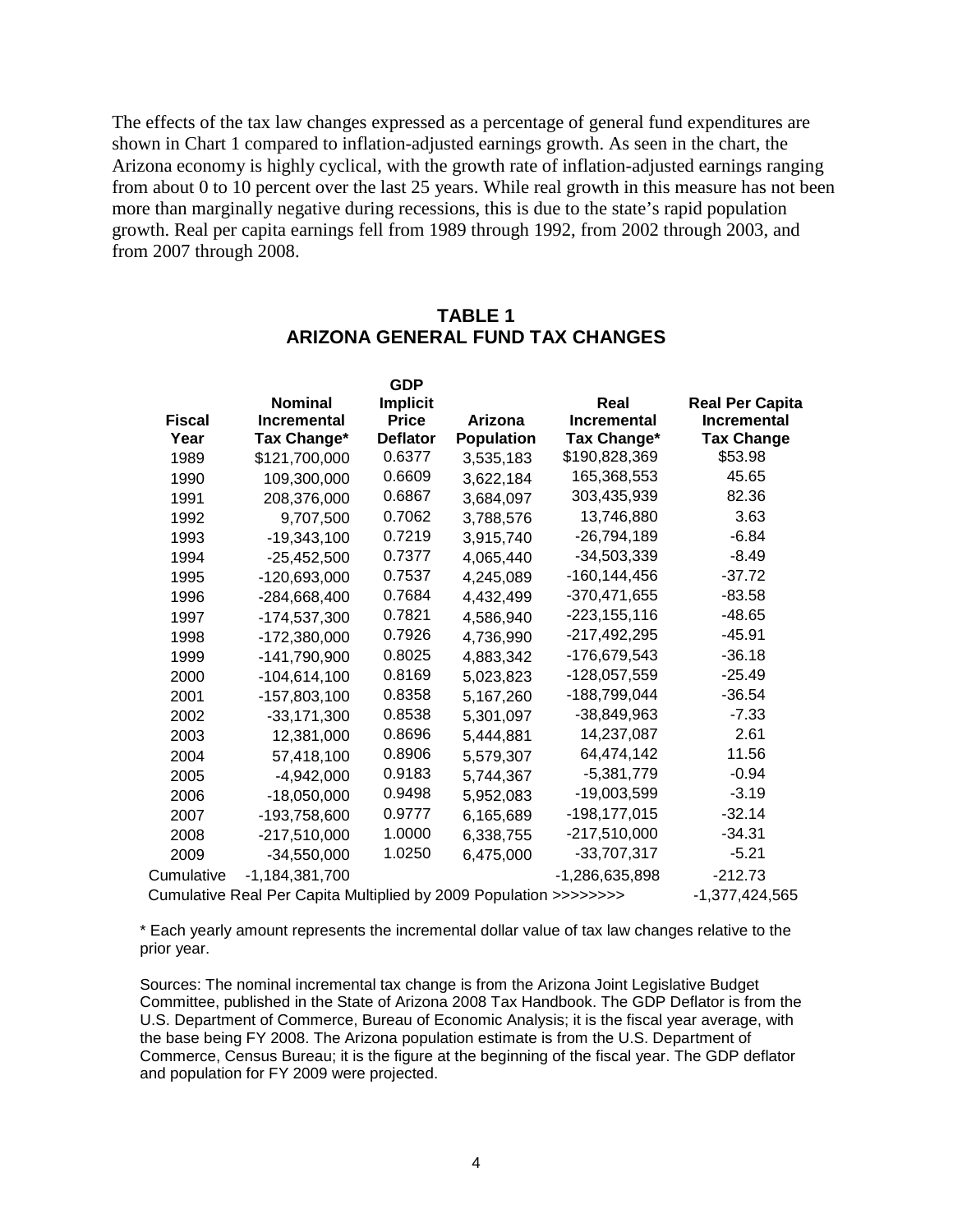The effects of the tax law changes expressed as a percentage of general fund expenditures are shown in Chart 1 compared to inflation-adjusted earnings growth. As seen in the chart, the Arizona economy is highly cyclical, with the growth rate of inflation-adjusted earnings ranging from about 0 to 10 percent over the last 25 years. While real growth in this measure has not been more than marginally negative during recessions, this is due to the state's rapid population growth. Real per capita earnings fell from 1989 through 1992, from 2002 through 2003, and from 2007 through 2008.

## TABLE 1
## ARIZONA GENERAL FUND TAX CHANGES

| Fiscal Year | Nominal Incremental Tax Change* | GDP Implicit Price Deflator | Arizona Population | Real Incremental Tax Change* | Real Per Capita Incremental Tax Change |
|---|---|---|---|---|---|
| 1989 | $121,700,000 | 0.6377 | 3,535,183 | $190,828,369 | $53.98 |
| 1990 | 109,300,000 | 0.6609 | 3,622,184 | 165,368,553 | 45.65 |
| 1991 | 208,376,000 | 0.6867 | 3,684,097 | 303,435,939 | 82.36 |
| 1992 | 9,707,500 | 0.7062 | 3,788,576 | 13,746,880 | 3.63 |
| 1993 | -19,343,100 | 0.7219 | 3,915,740 | -26,794,189 | -6.84 |
| 1994 | -25,452,500 | 0.7377 | 4,065,440 | -34,503,339 | -8.49 |
| 1995 | -120,693,000 | 0.7537 | 4,245,089 | -160,144,456 | -37.72 |
| 1996 | -284,668,400 | 0.7684 | 4,432,499 | -370,471,655 | -83.58 |
| 1997 | -174,537,300 | 0.7821 | 4,586,940 | -223,155,116 | -48.65 |
| 1998 | -172,380,000 | 0.7926 | 4,736,990 | -217,492,295 | -45.91 |
| 1999 | -141,790,900 | 0.8025 | 4,883,342 | -176,679,543 | -36.18 |
| 2000 | -104,614,100 | 0.8169 | 5,023,823 | -128,057,559 | -25.49 |
| 2001 | -157,803,100 | 0.8358 | 5,167,260 | -188,799,044 | -36.54 |
| 2002 | -33,171,300 | 0.8538 | 5,301,097 | -38,849,963 | -7.33 |
| 2003 | 12,381,000 | 0.8696 | 5,444,881 | 14,237,087 | 2.61 |
| 2004 | 57,418,100 | 0.8906 | 5,579,307 | 64,474,142 | 11.56 |
| 2005 | -4,942,000 | 0.9183 | 5,744,367 | -5,381,779 | -0.94 |
| 2006 | -18,050,000 | 0.9498 | 5,952,083 | -19,003,599 | -3.19 |
| 2007 | -193,758,600 | 0.9777 | 6,165,689 | -198,177,015 | -32.14 |
| 2008 | -217,510,000 | 1.0000 | 6,338,755 | -217,510,000 | -34.31 |
| 2009 | -34,550,000 | 1.0250 | 6,475,000 | -33,707,317 | -5.21 |
| Cumulative | -1,184,381,700 | | | -1,286,635,898 | -212.73 |
| Cumulative Real Per Capita Multiplied by 2009 Population >>>>>>>> | | | | | -1,377,424,565 |

\* Each yearly amount represents the incremental dollar value of tax law changes relative to the prior year.

Sources: The nominal incremental tax change is from the Arizona Joint Legislative Budget Committee, published in the State of Arizona 2008 Tax Handbook. The GDP Deflator is from the U.S. Department of Commerce, Bureau of Economic Analysis; it is the fiscal year average, with the base being FY 2008. The Arizona population estimate is from the U.S. Department of Commerce, Census Bureau; it is the figure at the beginning of the fiscal year. The GDP deflator and population for FY 2009 were projected.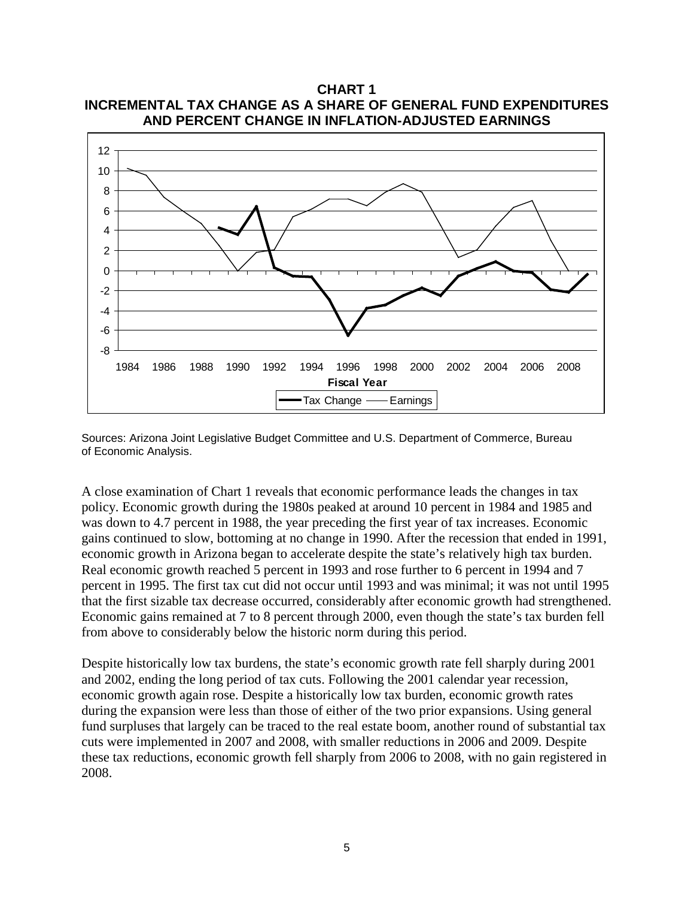**CHART 1**
**INCREMENTAL TAX CHANGE AS A SHARE OF GENERAL FUND EXPENDITURES AND PERCENT CHANGE IN INFLATION-ADJUSTED EARNINGS**

Sources: Arizona Joint Legislative Budget Committee and U.S. Department of Commerce, Bureau of Economic Analysis.

A close examination of Chart 1 reveals that economic performance leads the changes in tax policy. Economic growth during the 1980s peaked at around 10 percent in 1984 and 1985 and was down to 4.7 percent in 1988, the year preceding the first year of tax increases. Economic gains continued to slow, bottoming at no change in 1990. After the recession that ended in 1991, economic growth in Arizona began to accelerate despite the state's relatively high tax burden. Real economic growth reached 5 percent in 1993 and rose further to 6 percent in 1994 and 7 percent in 1995. The first tax cut did not occur until 1993 and was minimal; it was not until 1995 that the first sizable tax decrease occurred, considerably after economic growth had strengthened. Economic gains remained at 7 to 8 percent through 2000, even though the state's tax burden fell from above to considerably below the historic norm during this period.

Despite historically low tax burdens, the state's economic growth rate fell sharply during 2001 and 2002, ending the long period of tax cuts. Following the 2001 calendar year recession, economic growth again rose. Despite a historically low tax burden, economic growth rates during the expansion were less than those of either of the two prior expansions. Using general fund surpluses that largely can be traced to the real estate boom, another round of substantial tax cuts were implemented in 2007 and 2008, with smaller reductions in 2006 and 2009. Despite these tax reductions, economic growth fell sharply from 2006 to 2008, with no gain registered in 2008.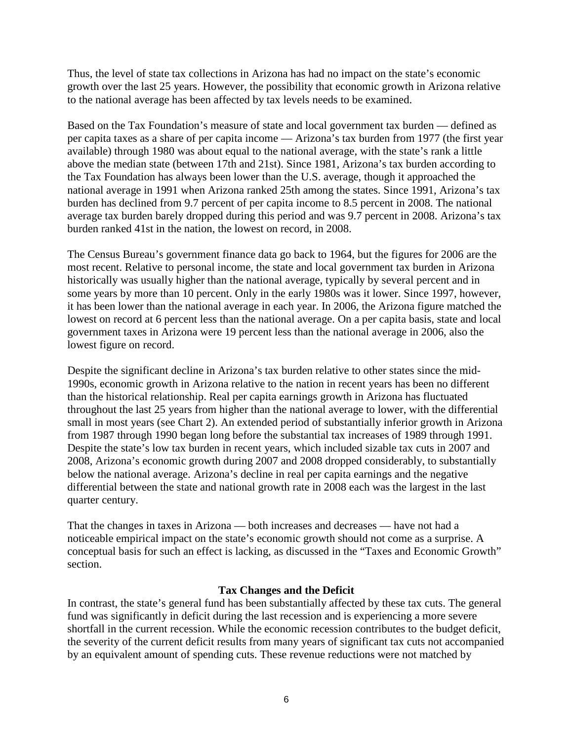Thus, the level of state tax collections in Arizona has had no impact on the state's economic growth over the last 25 years. However, the possibility that economic growth in Arizona relative to the national average has been affected by tax levels needs to be examined.

Based on the Tax Foundation's measure of state and local government tax burden — defined as per capita taxes as a share of per capita income — Arizona's tax burden from 1977 (the first year available) through 1980 was about equal to the national average, with the state's rank a little above the median state (between 17th and 21st). Since 1981, Arizona's tax burden according to the Tax Foundation has always been lower than the U.S. average, though it approached the national average in 1991 when Arizona ranked 25th among the states. Since 1991, Arizona's tax burden has declined from 9.7 percent of per capita income to 8.5 percent in 2008. The national average tax burden barely dropped during this period and was 9.7 percent in 2008. Arizona's tax burden ranked 41st in the nation, the lowest on record, in 2008.

The Census Bureau's government finance data go back to 1964, but the figures for 2006 are the most recent. Relative to personal income, the state and local government tax burden in Arizona historically was usually higher than the national average, typically by several percent and in some years by more than 10 percent. Only in the early 1980s was it lower. Since 1997, however, it has been lower than the national average in each year. In 2006, the Arizona figure matched the lowest on record at 6 percent less than the national average. On a per capita basis, state and local government taxes in Arizona were 19 percent less than the national average in 2006, also the lowest figure on record.

Despite the significant decline in Arizona's tax burden relative to other states since the mid-1990s, economic growth in Arizona relative to the nation in recent years has been no different than the historical relationship. Real per capita earnings growth in Arizona has fluctuated throughout the last 25 years from higher than the national average to lower, with the differential small in most years (see Chart 2). An extended period of substantially inferior growth in Arizona from 1987 through 1990 began long before the substantial tax increases of 1989 through 1991. Despite the state's low tax burden in recent years, which included sizable tax cuts in 2007 and 2008, Arizona's economic growth during 2007 and 2008 dropped considerably, to substantially below the national average. Arizona's decline in real per capita earnings and the negative differential between the state and national growth rate in 2008 each was the largest in the last quarter century.

That the changes in taxes in Arizona — both increases and decreases — have not had a noticeable empirical impact on the state's economic growth should not come as a surprise. A conceptual basis for such an effect is lacking, as discussed in the "Taxes and Economic Growth" section.

## Tax Changes and the Deficit

In contrast, the state's general fund has been substantially affected by these tax cuts. The general fund was significantly in deficit during the last recession and is experiencing a more severe shortfall in the current recession. While the economic recession contributes to the budget deficit, the severity of the current deficit results from many years of significant tax cuts not accompanied by an equivalent amount of spending cuts. These revenue reductions were not matched by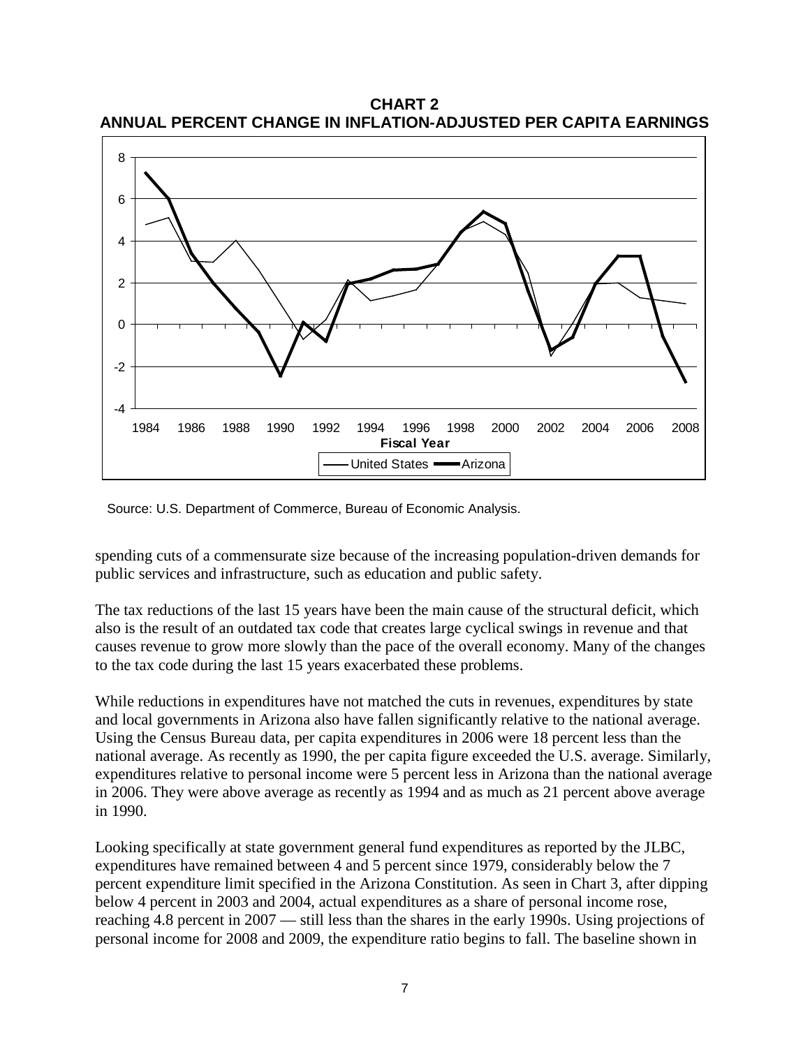**CHART 2**
**ANNUAL PERCENT CHANGE IN INFLATION-ADJUSTED PER CAPITA EARNINGS**

Source: U.S. Department of Commerce, Bureau of Economic Analysis.

spending cuts of a commensurate size because of the increasing population-driven demands for public services and infrastructure, such as education and public safety.

The tax reductions of the last 15 years have been the main cause of the structural deficit, which also is the result of an outdated tax code that creates large cyclical swings in revenue and that causes revenue to grow more slowly than the pace of the overall economy. Many of the changes to the tax code during the last 15 years exacerbated these problems.

While reductions in expenditures have not matched the cuts in revenues, expenditures by state and local governments in Arizona also have fallen significantly relative to the national average. Using the Census Bureau data, per capita expenditures in 2006 were 18 percent less than the national average. As recently as 1990, the per capita figure exceeded the U.S. average. Similarly, expenditures relative to personal income were 5 percent less in Arizona than the national average in 2006. They were above average as recently as 1994 and as much as 21 percent above average in 1990.

Looking specifically at state government general fund expenditures as reported by the JLBC, expenditures have remained between 4 and 5 percent since 1979, considerably below the 7 percent expenditure limit specified in the Arizona Constitution. As seen in Chart 3, after dipping below 4 percent in 2003 and 2004, actual expenditures as a share of personal income rose, reaching 4.8 percent in 2007 — still less than the shares in the early 1990s. Using projections of personal income for 2008 and 2009, the expenditure ratio begins to fall. The baseline shown in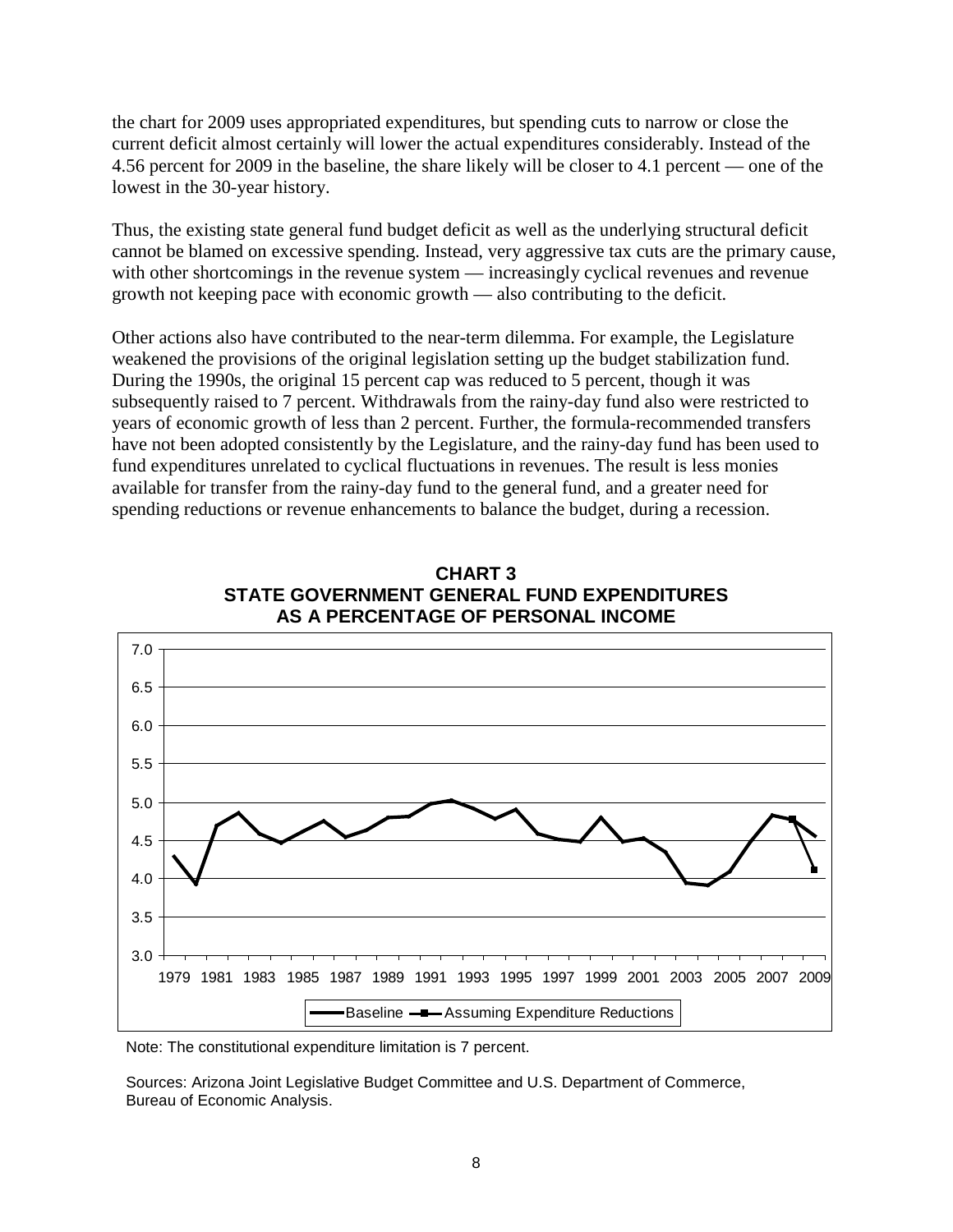the chart for 2009 uses appropriated expenditures, but spending cuts to narrow or close the current deficit almost certainly will lower the actual expenditures considerably. Instead of the 4.56 percent for 2009 in the baseline, the share likely will be closer to 4.1 percent — one of the lowest in the 30-year history.

Thus, the existing state general fund budget deficit as well as the underlying structural deficit cannot be blamed on excessive spending. Instead, very aggressive tax cuts are the primary cause, with other shortcomings in the revenue system — increasingly cyclical revenues and revenue growth not keeping pace with economic growth — also contributing to the deficit.

Other actions also have contributed to the near-term dilemma. For example, the Legislature weakened the provisions of the original legislation setting up the budget stabilization fund. During the 1990s, the original 15 percent cap was reduced to 5 percent, though it was subsequently raised to 7 percent. Withdrawals from the rainy-day fund also were restricted to years of economic growth of less than 2 percent. Further, the formula-recommended transfers have not been adopted consistently by the Legislature, and the rainy-day fund has been used to fund expenditures unrelated to cyclical fluctuations in revenues. The result is less monies available for transfer from the rainy-day fund to the general fund, and a greater need for spending reductions or revenue enhancements to balance the budget, during a recession.

**CHART 3**
**STATE GOVERNMENT GENERAL FUND EXPENDITURES AS A PERCENTAGE OF PERSONAL INCOME**

7.0
6.5
6.0
5.5
5.0
4.5
4.0
3.5
3.0

1979 1981 1983 1985 1987 1989 1991 1993 1995 1997 1999 2001 2003 2005 2007 2009

Baseline — Assuming Expenditure Reductions

Note: The constitutional expenditure limitation is 7 percent.

Sources: Arizona Joint Legislative Budget Committee and U.S. Department of Commerce, Bureau of Economic Analysis.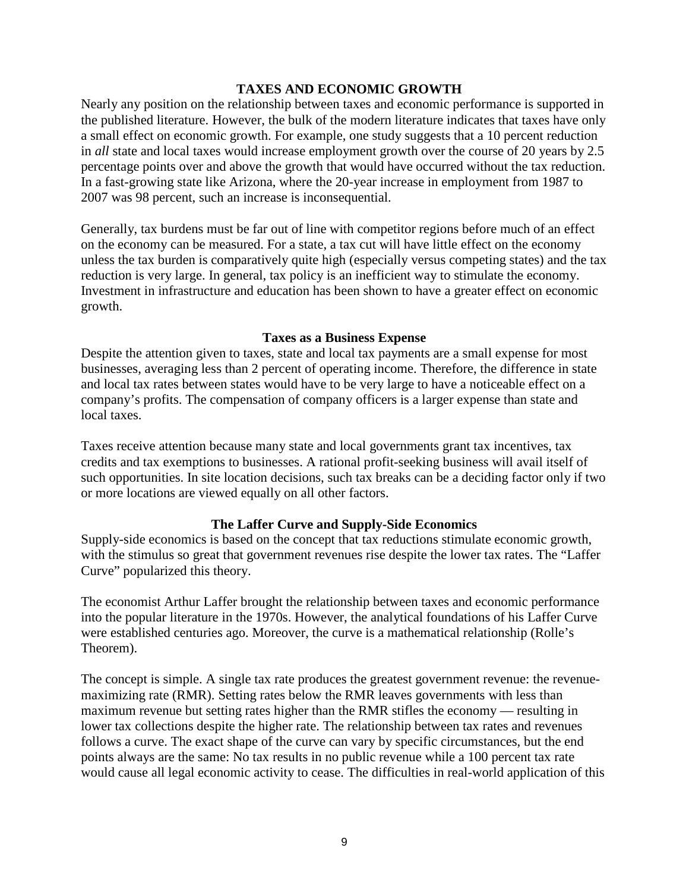## TAXES AND ECONOMIC GROWTH

Nearly any position on the relationship between taxes and economic performance is supported in the published literature. However, the bulk of the modern literature indicates that taxes have only a small effect on economic growth. For example, one study suggests that a 10 percent reduction in *all* state and local taxes would increase employment growth over the course of 20 years by 2.5 percentage points over and above the growth that would have occurred without the tax reduction. In a fast-growing state like Arizona, where the 20-year increase in employment from 1987 to 2007 was 98 percent, such an increase is inconsequential.

Generally, tax burdens must be far out of line with competitor regions before much of an effect on the economy can be measured. For a state, a tax cut will have little effect on the economy unless the tax burden is comparatively quite high (especially versus competing states) and the tax reduction is very large. In general, tax policy is an inefficient way to stimulate the economy. Investment in infrastructure and education has been shown to have a greater effect on economic growth.

### Taxes as a Business Expense

Despite the attention given to taxes, state and local tax payments are a small expense for most businesses, averaging less than 2 percent of operating income. Therefore, the difference in state and local tax rates between states would have to be very large to have a noticeable effect on a company's profits. The compensation of company officers is a larger expense than state and local taxes.

Taxes receive attention because many state and local governments grant tax incentives, tax credits and tax exemptions to businesses. A rational profit-seeking business will avail itself of such opportunities. In site location decisions, such tax breaks can be a deciding factor only if two or more locations are viewed equally on all other factors.

### The Laffer Curve and Supply-Side Economics

Supply-side economics is based on the concept that tax reductions stimulate economic growth, with the stimulus so great that government revenues rise despite the lower tax rates. The "Laffer Curve" popularized this theory.

The economist Arthur Laffer brought the relationship between taxes and economic performance into the popular literature in the 1970s. However, the analytical foundations of his Laffer Curve were established centuries ago. Moreover, the curve is a mathematical relationship (Rolle's Theorem).

The concept is simple. A single tax rate produces the greatest government revenue: the revenue-maximizing rate (RMR). Setting rates below the RMR leaves governments with less than maximum revenue but setting rates higher than the RMR stifles the economy — resulting in lower tax collections despite the higher rate. The relationship between tax rates and revenues follows a curve. The exact shape of the curve can vary by specific circumstances, but the end points always are the same: No tax results in no public revenue while a 100 percent tax rate would cause all legal economic activity to cease. The difficulties in real-world application of this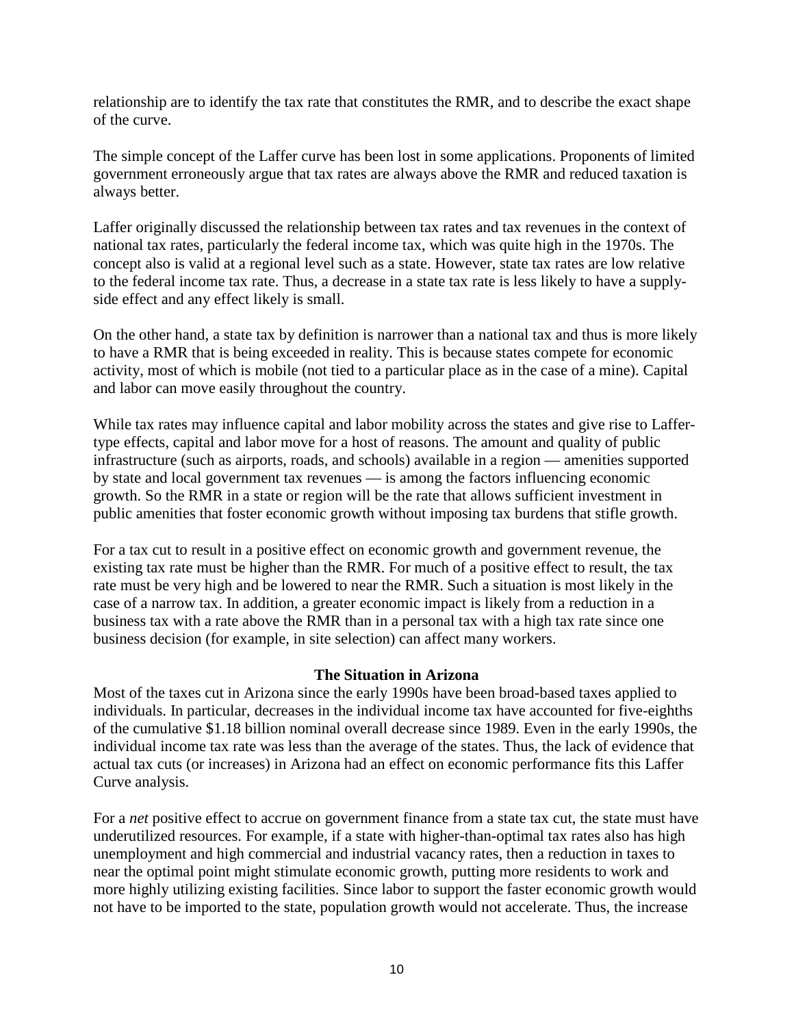relationship are to identify the tax rate that constitutes the RMR, and to describe the exact shape of the curve.

The simple concept of the Laffer curve has been lost in some applications. Proponents of limited government erroneously argue that tax rates are always above the RMR and reduced taxation is always better.

Laffer originally discussed the relationship between tax rates and tax revenues in the context of national tax rates, particularly the federal income tax, which was quite high in the 1970s. The concept also is valid at a regional level such as a state. However, state tax rates are low relative to the federal income tax rate. Thus, a decrease in a state tax rate is less likely to have a supply-side effect and any effect likely is small.

On the other hand, a state tax by definition is narrower than a national tax and thus is more likely to have a RMR that is being exceeded in reality. This is because states compete for economic activity, most of which is mobile (not tied to a particular place as in the case of a mine). Capital and labor can move easily throughout the country.

While tax rates may influence capital and labor mobility across the states and give rise to Laffer-type effects, capital and labor move for a host of reasons. The amount and quality of public infrastructure (such as airports, roads, and schools) available in a region — amenities supported by state and local government tax revenues — is among the factors influencing economic growth. So the RMR in a state or region will be the rate that allows sufficient investment in public amenities that foster economic growth without imposing tax burdens that stifle growth.

For a tax cut to result in a positive effect on economic growth and government revenue, the existing tax rate must be higher than the RMR. For much of a positive effect to result, the tax rate must be very high and be lowered to near the RMR. Such a situation is most likely in the case of a narrow tax. In addition, a greater economic impact is likely from a reduction in a business tax with a rate above the RMR than in a personal tax with a high tax rate since one business decision (for example, in site selection) can affect many workers.

## The Situation in Arizona

Most of the taxes cut in Arizona since the early 1990s have been broad-based taxes applied to individuals. In particular, decreases in the individual income tax have accounted for five-eighths of the cumulative $1.18 billion nominal overall decrease since 1989. Even in the early 1990s, the individual income tax rate was less than the average of the states. Thus, the lack of evidence that actual tax cuts (or increases) in Arizona had an effect on economic performance fits this Laffer Curve analysis.

For a *net* positive effect to accrue on government finance from a state tax cut, the state must have underutilized resources. For example, if a state with higher-than-optimal tax rates also has high unemployment and high commercial and industrial vacancy rates, then a reduction in taxes to near the optimal point might stimulate economic growth, putting more residents to work and more highly utilizing existing facilities. Since labor to support the faster economic growth would not have to be imported to the state, population growth would not accelerate. Thus, the increase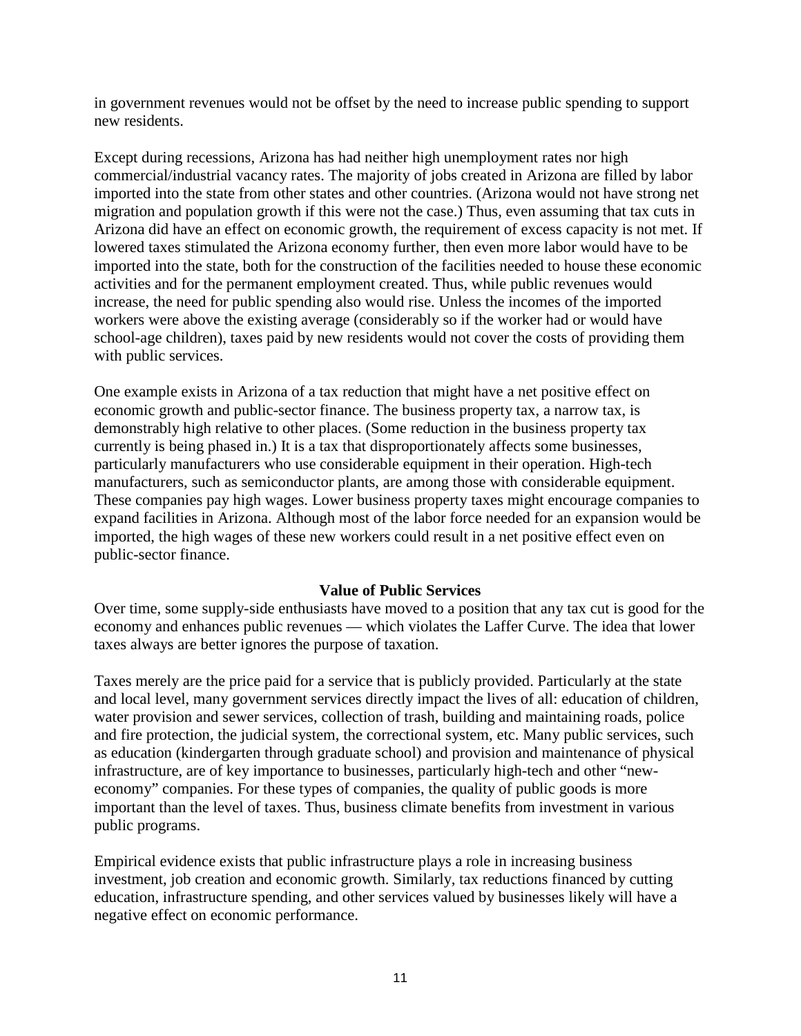in government revenues would not be offset by the need to increase public spending to support new residents.

Except during recessions, Arizona has had neither high unemployment rates nor high commercial/industrial vacancy rates. The majority of jobs created in Arizona are filled by labor imported into the state from other states and other countries. (Arizona would not have strong net migration and population growth if this were not the case.) Thus, even assuming that tax cuts in Arizona did have an effect on economic growth, the requirement of excess capacity is not met. If lowered taxes stimulated the Arizona economy further, then even more labor would have to be imported into the state, both for the construction of the facilities needed to house these economic activities and for the permanent employment created. Thus, while public revenues would increase, the need for public spending also would rise. Unless the incomes of the imported workers were above the existing average (considerably so if the worker had or would have school-age children), taxes paid by new residents would not cover the costs of providing them with public services.

One example exists in Arizona of a tax reduction that might have a net positive effect on economic growth and public-sector finance. The business property tax, a narrow tax, is demonstrably high relative to other places. (Some reduction in the business property tax currently is being phased in.) It is a tax that disproportionately affects some businesses, particularly manufacturers who use considerable equipment in their operation. High-tech manufacturers, such as semiconductor plants, are among those with considerable equipment. These companies pay high wages. Lower business property taxes might encourage companies to expand facilities in Arizona. Although most of the labor force needed for an expansion would be imported, the high wages of these new workers could result in a net positive effect even on public-sector finance.

## Value of Public Services

Over time, some supply-side enthusiasts have moved to a position that any tax cut is good for the economy and enhances public revenues — which violates the Laffer Curve. The idea that lower taxes always are better ignores the purpose of taxation.

Taxes merely are the price paid for a service that is publicly provided. Particularly at the state and local level, many government services directly impact the lives of all: education of children, water provision and sewer services, collection of trash, building and maintaining roads, police and fire protection, the judicial system, the correctional system, etc. Many public services, such as education (kindergarten through graduate school) and provision and maintenance of physical infrastructure, are of key importance to businesses, particularly high-tech and other "new-economy" companies. For these types of companies, the quality of public goods is more important than the level of taxes. Thus, business climate benefits from investment in various public programs.

Empirical evidence exists that public infrastructure plays a role in increasing business investment, job creation and economic growth. Similarly, tax reductions financed by cutting education, infrastructure spending, and other services valued by businesses likely will have a negative effect on economic performance.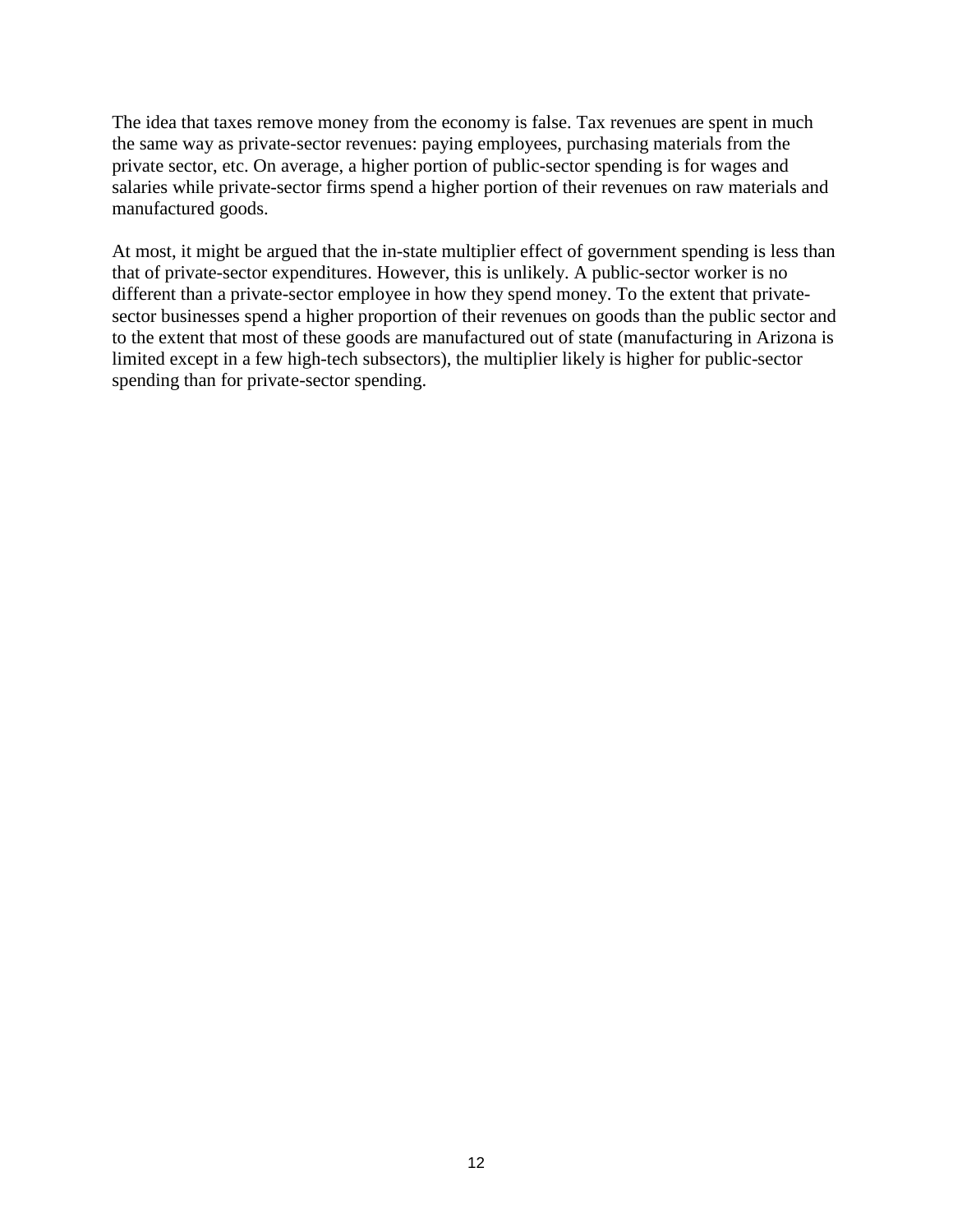The idea that taxes remove money from the economy is false. Tax revenues are spent in much the same way as private-sector revenues: paying employees, purchasing materials from the private sector, etc. On average, a higher portion of public-sector spending is for wages and salaries while private-sector firms spend a higher portion of their revenues on raw materials and manufactured goods.

At most, it might be argued that the in-state multiplier effect of government spending is less than that of private-sector expenditures. However, this is unlikely. A public-sector worker is no different than a private-sector employee in how they spend money. To the extent that private-sector businesses spend a higher proportion of their revenues on goods than the public sector and to the extent that most of these goods are manufactured out of state (manufacturing in Arizona is limited except in a few high-tech subsectors), the multiplier likely is higher for public-sector spending than for private-sector spending.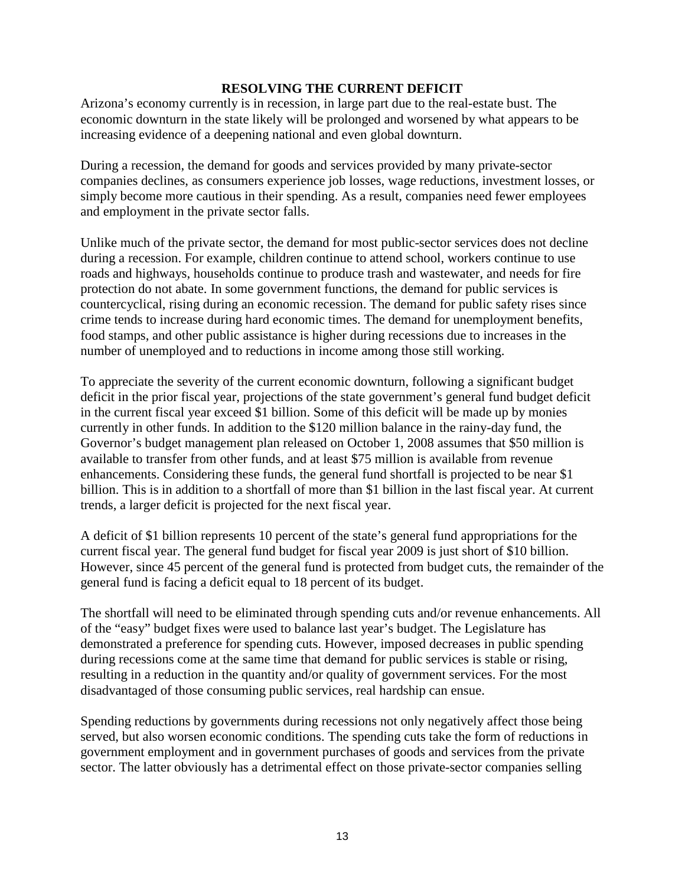## RESOLVING THE CURRENT DEFICIT

Arizona's economy currently is in recession, in large part due to the real-estate bust. The economic downturn in the state likely will be prolonged and worsened by what appears to be increasing evidence of a deepening national and even global downturn.

During a recession, the demand for goods and services provided by many private-sector companies declines, as consumers experience job losses, wage reductions, investment losses, or simply become more cautious in their spending. As a result, companies need fewer employees and employment in the private sector falls.

Unlike much of the private sector, the demand for most public-sector services does not decline during a recession. For example, children continue to attend school, workers continue to use roads and highways, households continue to produce trash and wastewater, and needs for fire protection do not abate. In some government functions, the demand for public services is countercyclical, rising during an economic recession. The demand for public safety rises since crime tends to increase during hard economic times. The demand for unemployment benefits, food stamps, and other public assistance is higher during recessions due to increases in the number of unemployed and to reductions in income among those still working.

To appreciate the severity of the current economic downturn, following a significant budget deficit in the prior fiscal year, projections of the state government's general fund budget deficit in the current fiscal year exceed $1 billion. Some of this deficit will be made up by monies currently in other funds. In addition to the $120 million balance in the rainy-day fund, the Governor's budget management plan released on October 1, 2008 assumes that $50 million is available to transfer from other funds, and at least $75 million is available from revenue enhancements. Considering these funds, the general fund shortfall is projected to be near $1 billion. This is in addition to a shortfall of more than $1 billion in the last fiscal year. At current trends, a larger deficit is projected for the next fiscal year.

A deficit of $1 billion represents 10 percent of the state's general fund appropriations for the current fiscal year. The general fund budget for fiscal year 2009 is just short of $10 billion. However, since 45 percent of the general fund is protected from budget cuts, the remainder of the general fund is facing a deficit equal to 18 percent of its budget.

The shortfall will need to be eliminated through spending cuts and/or revenue enhancements. All of the "easy" budget fixes were used to balance last year's budget. The Legislature has demonstrated a preference for spending cuts. However, imposed decreases in public spending during recessions come at the same time that demand for public services is stable or rising, resulting in a reduction in the quantity and/or quality of government services. For the most disadvantaged of those consuming public services, real hardship can ensue.

Spending reductions by governments during recessions not only negatively affect those being served, but also worsen economic conditions. The spending cuts take the form of reductions in government employment and in government purchases of goods and services from the private sector. The latter obviously has a detrimental effect on those private-sector companies selling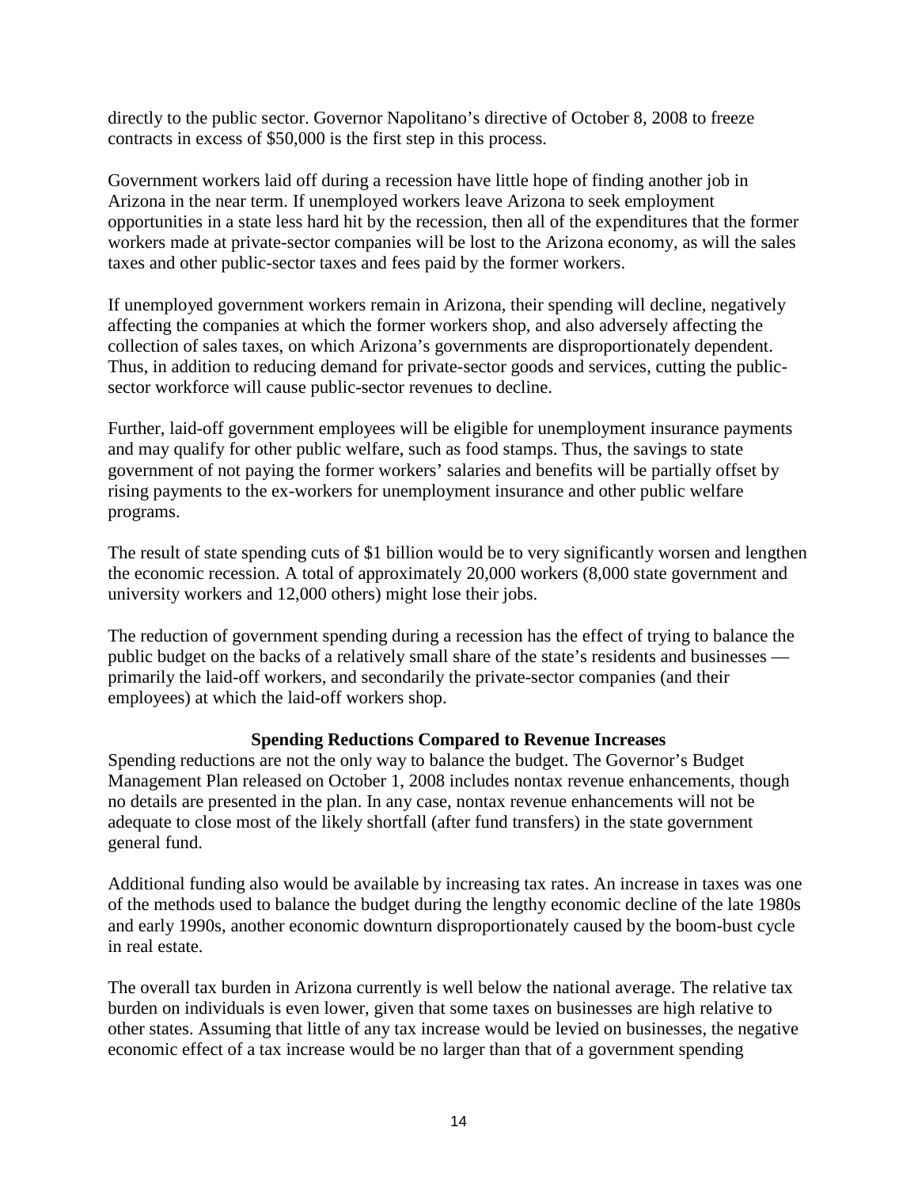directly to the public sector. Governor Napolitano's directive of October 8, 2008 to freeze contracts in excess of $50,000 is the first step in this process.

Government workers laid off during a recession have little hope of finding another job in Arizona in the near term. If unemployed workers leave Arizona to seek employment opportunities in a state less hard hit by the recession, then all of the expenditures that the former workers made at private-sector companies will be lost to the Arizona economy, as will the sales taxes and other public-sector taxes and fees paid by the former workers.

If unemployed government workers remain in Arizona, their spending will decline, negatively affecting the companies at which the former workers shop, and also adversely affecting the collection of sales taxes, on which Arizona's governments are disproportionately dependent. Thus, in addition to reducing demand for private-sector goods and services, cutting the public-sector workforce will cause public-sector revenues to decline.

Further, laid-off government employees will be eligible for unemployment insurance payments and may qualify for other public welfare, such as food stamps. Thus, the savings to state government of not paying the former workers' salaries and benefits will be partially offset by rising payments to the ex-workers for unemployment insurance and other public welfare programs.

The result of state spending cuts of $1 billion would be to very significantly worsen and lengthen the economic recession. A total of approximately 20,000 workers (8,000 state government and university workers and 12,000 others) might lose their jobs.

The reduction of government spending during a recession has the effect of trying to balance the public budget on the backs of a relatively small share of the state's residents and businesses — primarily the laid-off workers, and secondarily the private-sector companies (and their employees) at which the laid-off workers shop.

### Spending Reductions Compared to Revenue Increases

Spending reductions are not the only way to balance the budget. The Governor's Budget Management Plan released on October 1, 2008 includes nontax revenue enhancements, though no details are presented in the plan. In any case, nontax revenue enhancements will not be adequate to close most of the likely shortfall (after fund transfers) in the state government general fund.

Additional funding also would be available by increasing tax rates. An increase in taxes was one of the methods used to balance the budget during the lengthy economic decline of the late 1980s and early 1990s, another economic downturn disproportionately caused by the boom-bust cycle in real estate.

The overall tax burden in Arizona currently is well below the national average. The relative tax burden on individuals is even lower, given that some taxes on businesses are high relative to other states. Assuming that little of any tax increase would be levied on businesses, the negative economic effect of a tax increase would be no larger than that of a government spending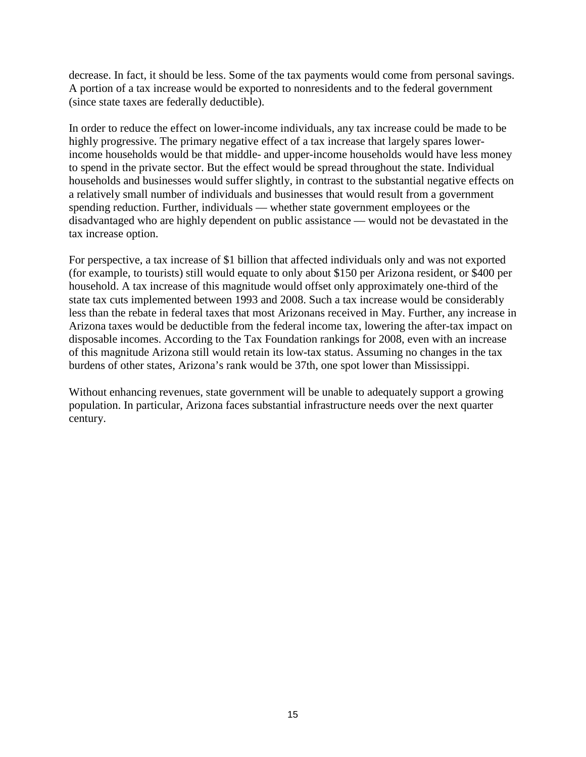decrease. In fact, it should be less. Some of the tax payments would come from personal savings. A portion of a tax increase would be exported to nonresidents and to the federal government (since state taxes are federally deductible).

In order to reduce the effect on lower-income individuals, any tax increase could be made to be highly progressive. The primary negative effect of a tax increase that largely spares lower-income households would be that middle- and upper-income households would have less money to spend in the private sector. But the effect would be spread throughout the state. Individual households and businesses would suffer slightly, in contrast to the substantial negative effects on a relatively small number of individuals and businesses that would result from a government spending reduction. Further, individuals — whether state government employees or the disadvantaged who are highly dependent on public assistance — would not be devastated in the tax increase option.

For perspective, a tax increase of $1 billion that affected individuals only and was not exported (for example, to tourists) still would equate to only about $150 per Arizona resident, or $400 per household. A tax increase of this magnitude would offset only approximately one-third of the state tax cuts implemented between 1993 and 2008. Such a tax increase would be considerably less than the rebate in federal taxes that most Arizonans received in May. Further, any increase in Arizona taxes would be deductible from the federal income tax, lowering the after-tax impact on disposable incomes. According to the Tax Foundation rankings for 2008, even with an increase of this magnitude Arizona still would retain its low-tax status. Assuming no changes in the tax burdens of other states, Arizona's rank would be 37th, one spot lower than Mississippi.

Without enhancing revenues, state government will be unable to adequately support a growing population. In particular, Arizona faces substantial infrastructure needs over the next quarter century.